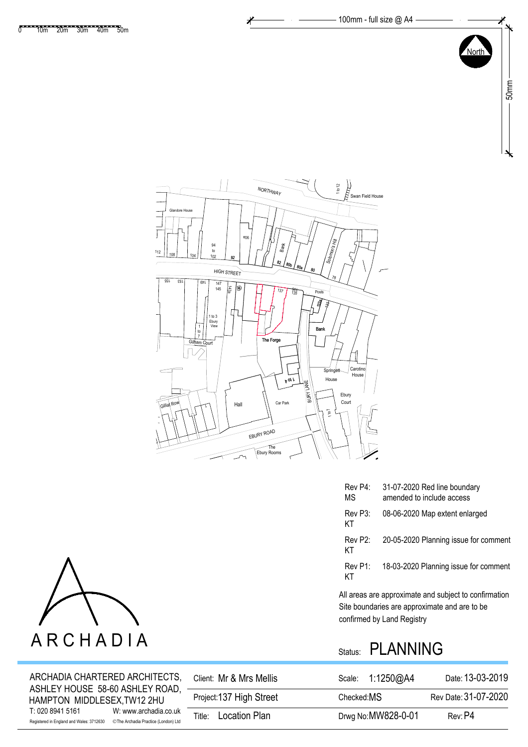0 10m 20m 30m 40m 50m

100mm - full size @ A4

50mm

North

NORTHWAY

1 to 12

Swan Field House

Glandore House

94 to 102

106

Bank

Solomon's Hill

112 108 104 102 92 82 80b 80a 80 78

HIGH STREET

155 153 149 147 145 143a 137 135 Posts 133a 133

1 to 3 Ebury View

1 to 7

Gilham Court

The Forge

Bank

1 to 4

Springett House

Carotino House

BURY LANE

Ebury Court

1 to 7

Gilliat Row

Hall

Car Park

EBURY ROAD

The Ebury Rooms

| | |
|---|---|
| Rev P4: MS | 31-07-2020 Red line boundary amended to include access |
| Rev P3: KT | 08-06-2020 Map extent enlarged |
| Rev P2: KT | 20-05-2020 Planning issue for comment |
| Rev P1: KT | 18-03-2020 Planning issue for comment |

All areas are approximate and subject to confirmation
Site boundaries are approximate and are to be confirmed by Land Registry

ARCHADIA

Status: **PLANNING**

| ARCHADIA CHARTERED ARCHITECTS, ASHLEY HOUSE 58-60 ASHLEY ROAD, HAMPTON MIDDLESEX,TW12 2HU | Client: Mr & Mrs Mellis | Scale: 1:1250@A4 | Date: 13-03-2019 |
|---|---|---|---|
| T: 020 8941 5161 W: www.archadia.co.uk | Project: 137 High Street | Checked: MS | Rev Date: 31-07-2020 |
| Registered in England and Wales: 3712630 ©The Archadia Practice (London) Ltd | Title: Location Plan | Drwg No: MW828-0-01 | Rev: P4 |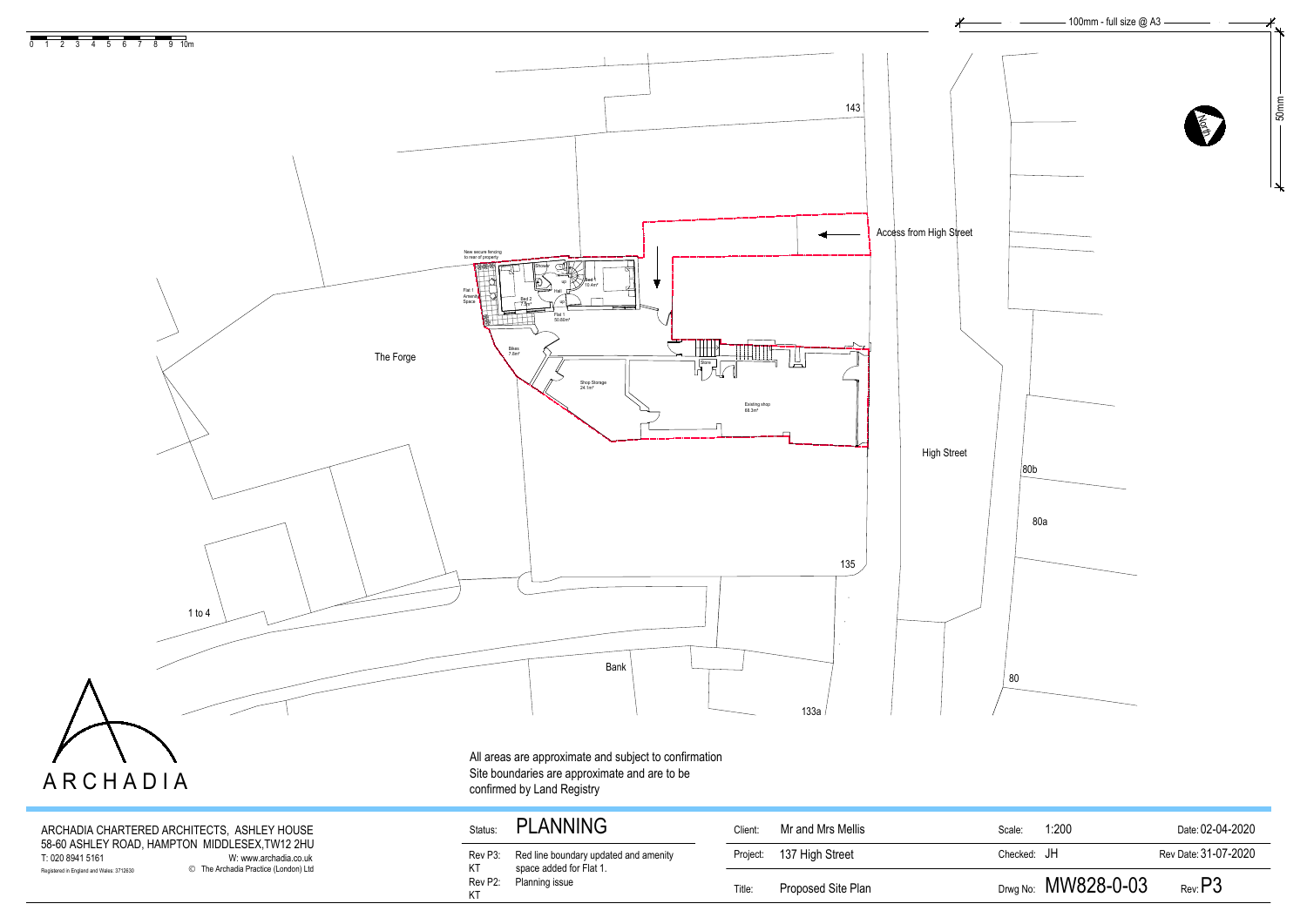0 1 2 3 4 5 6 7 8 9 10m

100mm - full size @ A3

50mm

North

143

Access from High Street

New secure fencing to rear of property

Shower

Bed 1 10.4m²

Flat 1 Amenity Space

Bed 2 7.9m²

Hall

Flat 1 50.80m²

The Forge

Bikes 7.8m²

Store

Shop Storage 24.1m²

Existing shop 68.3m²

High Street

80b

80a

135

1 to 4

Bank

80

133a

All areas are approximate and subject to confirmation
Site boundaries are approximate and are to be confirmed by Land Registry

ARCHADIA

ARCHADIA CHARTERED ARCHITECTS, ASHLEY HOUSE
58-60 ASHLEY ROAD, HAMPTON MIDDLESEX, TW12 2HU
T: 020 8941 5161 W: www.archadia.co.uk
Registered in England and Wales: 3712630 © The Archadia Practice (London) Ltd

| | | | | | | | |
|---|---|---|---|---|---|---|---|
| Status: | PLANNING | Client: | Mr and Mrs Mellis | Scale: | 1:200 | Date: | 02-04-2020 |
| Rev P3: KT | Red line boundary updated and amenity space added for Flat 1. | Project: | 137 High Street | Checked: | JH | Rev Date: | 31-07-2020 |
| Rev P2: KT | Planning issue | Title: | Proposed Site Plan | Drwg No: | MW828-0-03 | Rev: | P3 |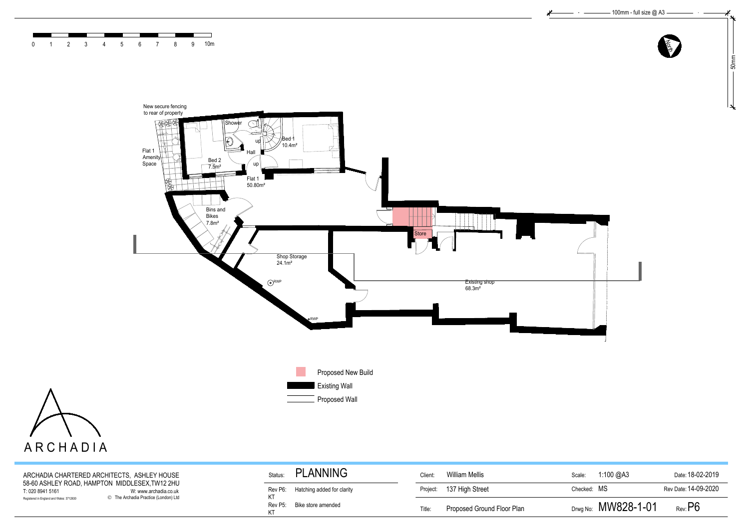0 1 2 3 4 5 6 7 8 9 10m

100mm - full size @ A3

50mm

North

New secure fencing to rear of property

Shower

up

Bed 1
10.4m²

Hall

Flat 1 Amenity Space

Bed 2
7.5m²

up

Flat 1
50.80m²

Bins and Bikes
7.8m²

Store

Shop Storage
24.1m²

RWP

Existing shop
68.3m²

RWP

Proposed New Build

Existing Wall

Proposed Wall

ARCHADIA

ARCHADIA CHARTERED ARCHITECTS, ASHLEY HOUSE
58-60 ASHLEY ROAD, HAMPTON MIDDLESEX,TW12 2HU
T: 020 8941 5161 W: www.archadia.co.uk
Registered in England and Wales: 3712630 © The Archadia Practice (London) Ltd

| | |
|---|---|
| Status: | PLANNING |
| Rev P6: KT | Hatching added for clarity |
| Rev P5: KT | Bike store amended |

| | | | | | |
|---|---|---|---|---|---|
| Client: | William Mellis | Scale: | 1:100 @A3 | Date: | 18-02-2019 |
| Project: | 137 High Street | Checked: | MS | Rev Date: | 14-09-2020 |
| Title: | Proposed Ground Floor Plan | Drwg No: | MW828-1-01 | Rev: | P6 |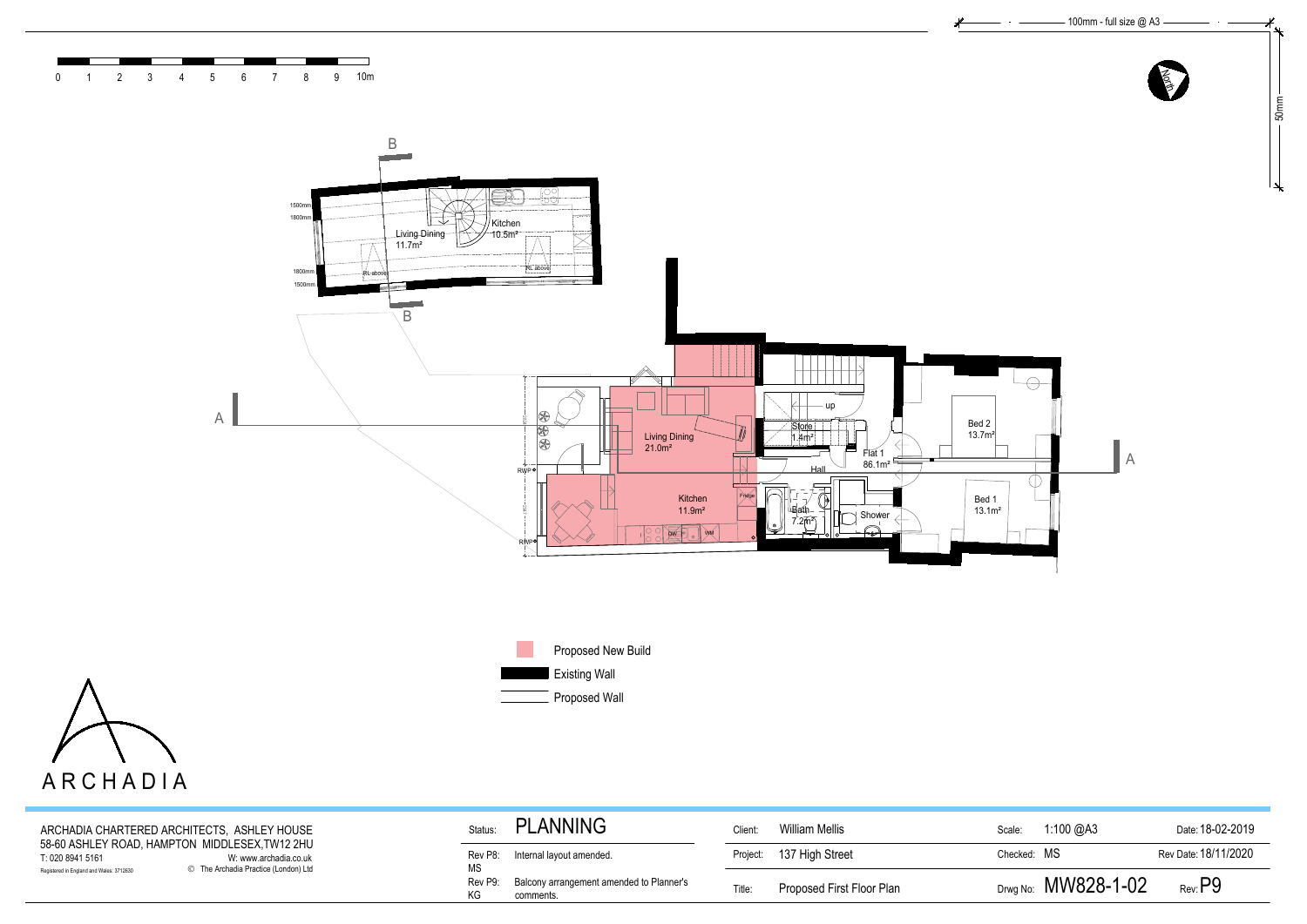0 1 2 3 4 5 6 7 8 9 10m

100mm - full size @ A3

50mm

North

B

1500mm
1800mm
1800mm
1500mm

Living Dining
11.7m²

Kitchen
10.5m²

RL above
RL above

B

A

Living Dining
21.0m²

Kitchen
11.9m²

RWP
RWP

Fridge

up

Store
1.4m²

Flat 1
86.1m²

Hall

Bath
7.2m²

Shower

Bed 2
13.7m²

Bed 1
13.1m²

A

Proposed New Build

Existing Wall

Proposed Wall

ARCHADIA

ARCHADIA CHARTERED ARCHITECTS, ASHLEY HOUSE
58-60 ASHLEY ROAD, HAMPTON MIDDLESEX,TW12 2HU
T: 020 8941 5161 W: www.archadia.co.uk
Registered in England and Wales: 3712630 © The Archadia Practice (London) Ltd

| | |
|---|---|
| Status: | PLANNING |
| Rev P8: MS | Internal layout amended. |
| Rev P9: KG | Balcony arrangement amended to Planner's comments. |

| | | | | | |
|---|---|---|---|---|---|
| Client: | William Mellis | Scale: | 1:100 @A3 | Date: | 18-02-2019 |
| Project: | 137 High Street | Checked: | MS | Rev Date: | 18/11/2020 |
| Title: | Proposed First Floor Plan | Drwg No: | MW828-1-02 | Rev: | P9 |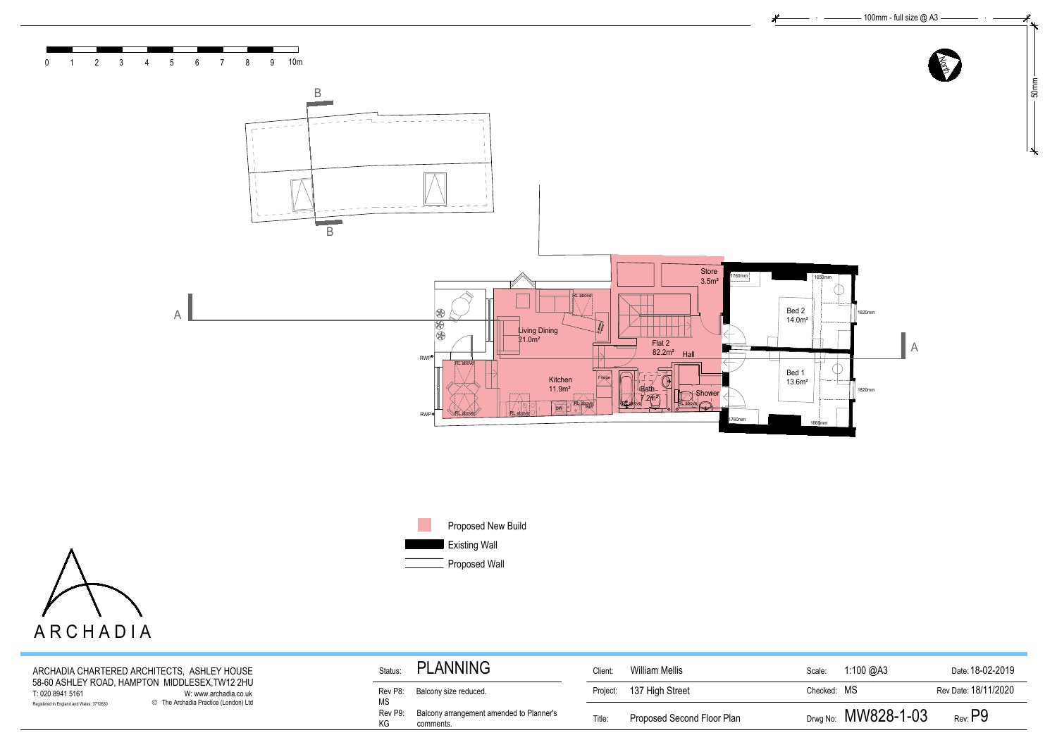100mm - full size @ A3

50mm

0 1 2 3 4 5 6 7 8 9 10m

North

B

B

A

A

Store
3.5m²

Living Dining
21.0m²

Flat 2
82.2m²

Hall

Bed 2
14.0m²

Bed 1
13.6m²

Kitchen
11.9m²

Bath
7.2m²

Shower

Fridge

DW

WM

RL above

RWP

1760mm

1650mm

1820mm

1820mm

1760mm

1660mm

Proposed New Build

Existing Wall

Proposed Wall

ARCHADIA

ARCHADIA CHARTERED ARCHITECTS, ASHLEY HOUSE
58-60 ASHLEY ROAD, HAMPTON MIDDLESEX,TW12 2HU
T: 020 8941 5161 W: www.archadia.co.uk
Registered in England and Wales: 3712630 © The Archadia Practice (London) Ltd

| | | | | | |
|---|---|---|---|---|---|
| Status: | PLANNING | Client: | William Mellis | Scale: 1:100 @A3 | Date: 18-02-2019 |
| Rev P8: MS | Balcony size reduced. | Project: | 137 High Street | Checked: MS | Rev Date: 18/11/2020 |
| Rev P9: KG | Balcony arrangement amended to Planner's comments. | Title: | Proposed Second Floor Plan | Drwg No: MW828-1-03 | Rev: P9 |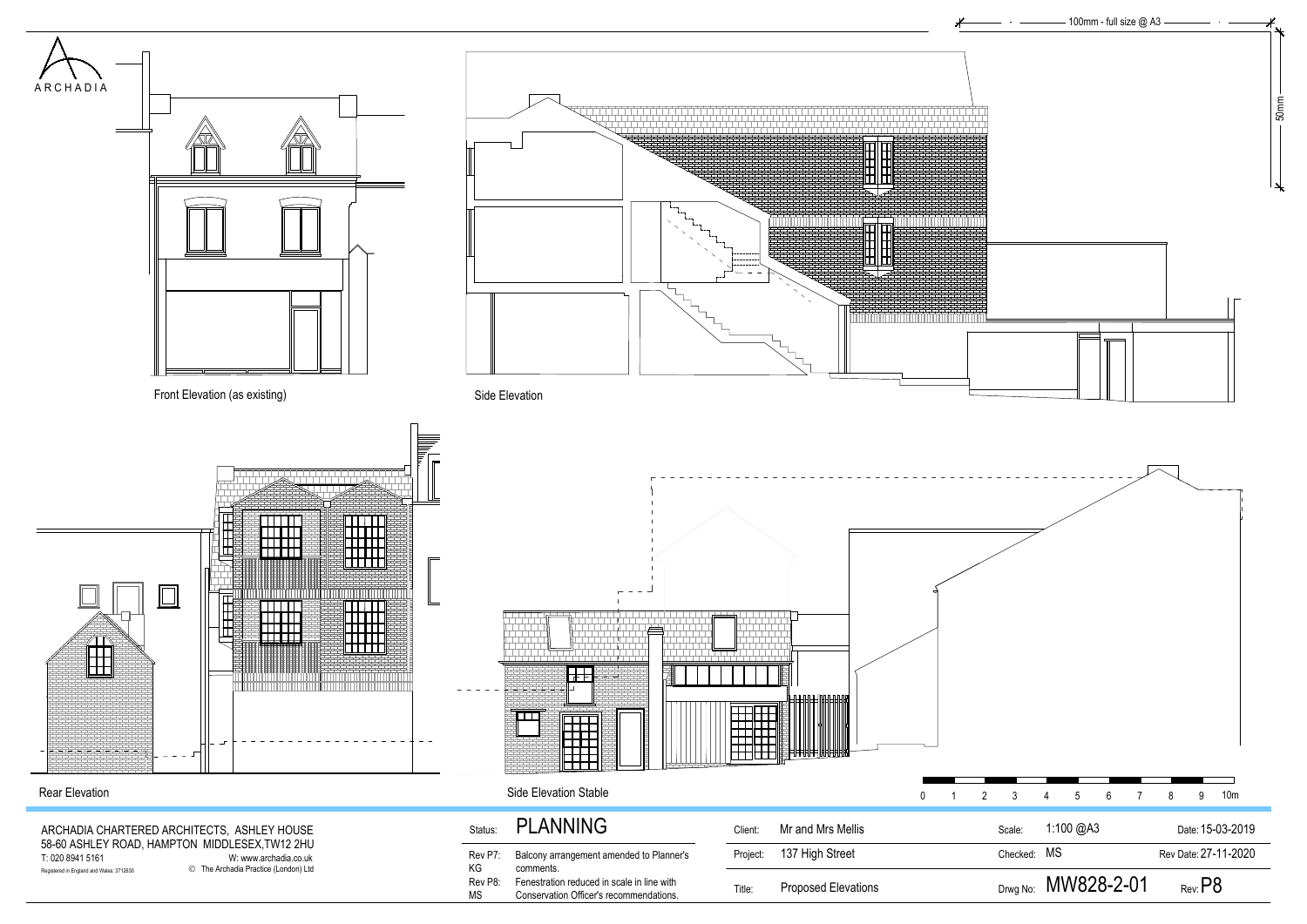ARCHADIA

100mm - full size @ A3

50mm

Front Elevation (as existing)

Side Elevation

Rear Elevation

Side Elevation Stable

0 1 2 3 4 5 6 7 8 9 10m

ARCHADIA CHARTERED ARCHITECTS, ASHLEY HOUSE
58-60 ASHLEY ROAD, HAMPTON MIDDLESEX,TW12 2HU
T: 020 8941 5161 W: www.archadia.co.uk
Registered in England and Wales: 3712630 © The Archadia Practice (London) Ltd

Status: **PLANNING**

| | |
|---|---|
| Rev P7: KG | Balcony arrangement amended to Planner's comments. |
| Rev P8: MS | Fenestration reduced in scale in line with Conservation Officer's recommendations. |

| | | | | | |
|---|---|---|---|---|---|
| Client: | Mr and Mrs Mellis | Scale: | 1:100 @A3 | Date: | 15-03-2019 |
| Project: | 137 High Street | Checked: | MS | Rev Date: | 27-11-2020 |
| Title: | Proposed Elevations | Drwg No: | MW828-2-01 | Rev: | P8 |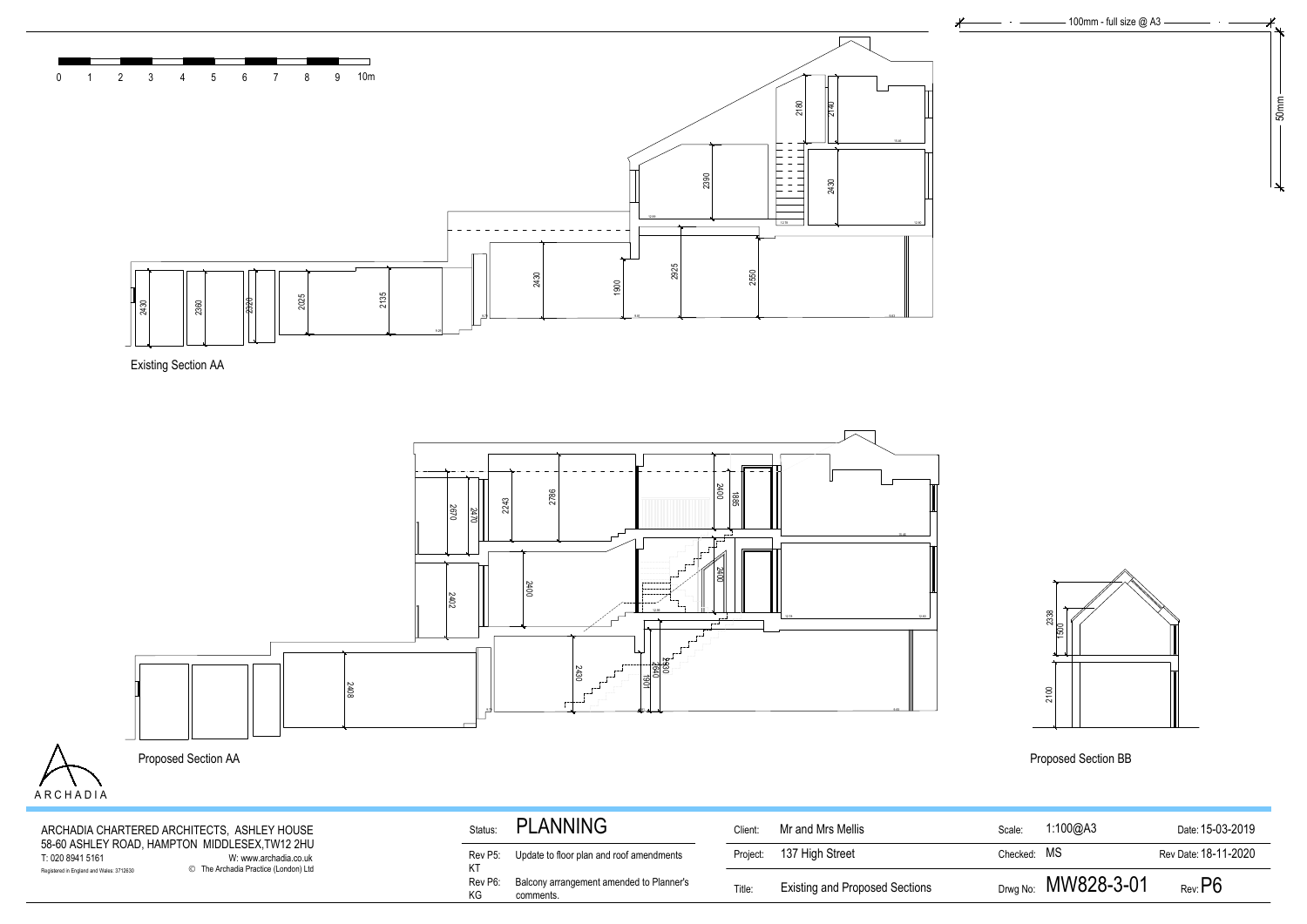100mm - full size @ A3

50mm

0 1 2 3 4 5 6 7 8 9 10m

2180
2140
2390
2430
2430
2360
2320
2025
2135
2430
1900
2925
2550

Existing Section AA

2670
2470
2243
2786
2400
1885
2402
2400
2400
2408
2430
1901
2640
2530

Proposed Section AA

2338
1500
2100

Proposed Section BB

ARCHADIA

ARCHADIA CHARTERED ARCHITECTS, ASHLEY HOUSE
58-60 ASHLEY ROAD, HAMPTON MIDDLESEX,TW12 2HU
T: 020 8941 5161 W: www.archadia.co.uk
Registered in England and Wales: 3712630 © The Archadia Practice (London) Ltd

| | | | | | |
|---|---|---|---|---|---|
| Status: | PLANNING | Client: | Mr and Mrs Mellis | Scale: 1:100@A3 | Date: 15-03-2019 |
| Rev P5: KT | Update to floor plan and roof amendments | Project: | 137 High Street | Checked: MS | Rev Date: 18-11-2020 |
| Rev P6: KG | Balcony arrangement amended to Planner's comments. | Title: | Existing and Proposed Sections | Drwg No: MW828-3-01 | Rev: P6 |